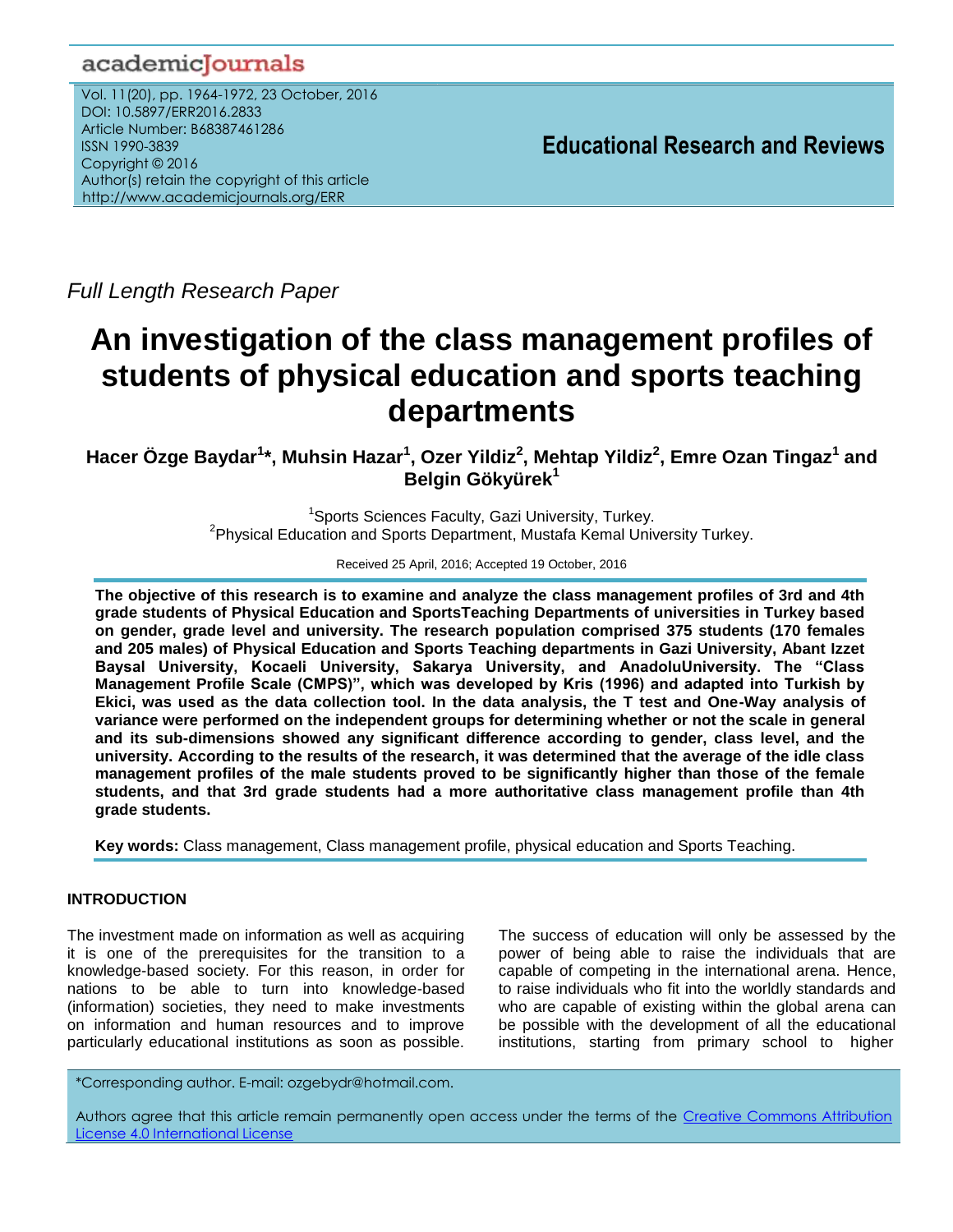*Full Length Research Paper*

# An investigation of the class management profiles of students of physical education and sports teaching departments

**Hacer Özge Baydar[1]*, Muhsin Hazar[1], Ozer Yildiz[2], Mehtap Yildiz[2], Emre Ozan Tingaz[1] and Belgin Gökyürek[1]**

[1]Sports Sciences Faculty, Gazi University, Turkey.
[2]Physical Education and Sports Department, Mustafa Kemal University Turkey.

Received 25 April, 2016; Accepted 19 October, 2016

**The objective of this research is to examine and analyze the class management profiles of 3rd and 4th grade students of Physical Education and SportsTeaching Departments of universities in Turkey based on gender, grade level and university. The research population comprised 375 students (170 females and 205 males) of Physical Education and Sports Teaching departments in Gazi University, Abant Izzet Baysal University, Kocaeli University, Sakarya University, and AnadoluUniversity. The "Class Management Profile Scale (CMPS)", which was developed by Kris (1996) and adapted into Turkish by Ekici, was used as the data collection tool. In the data analysis, the T test and One-Way analysis of variance were performed on the independent groups for determining whether or not the scale in general and its sub-dimensions showed any significant difference according to gender, class level, and the university. According to the results of the research, it was determined that the average of the idle class management profiles of the male students proved to be significantly higher than those of the female students, and that 3rd grade students had a more authoritative class management profile than 4th grade students.**

**Key words:** Class management, Class management profile, physical education and Sports Teaching.

## INTRODUCTION

The investment made on information as well as acquiring it is one of the prerequisites for the transition to a knowledge-based society. For this reason, in order for nations to be able to turn into knowledge-based (information) societies, they need to make investments on information and human resources and to improve particularly educational institutions as soon as possible. The success of education will only be assessed by the power of being able to raise the individuals that are capable of competing in the international arena. Hence, to raise individuals who fit into the worldly standards and who are capable of existing within the global arena can be possible with the development of all the educational institutions, starting from primary school to higher

*Corresponding author. E-mail: ozgebydr@hotmail.com.

Authors agree that this article remain permanently open access under the terms of the Creative Commons Attribution License 4.0 International License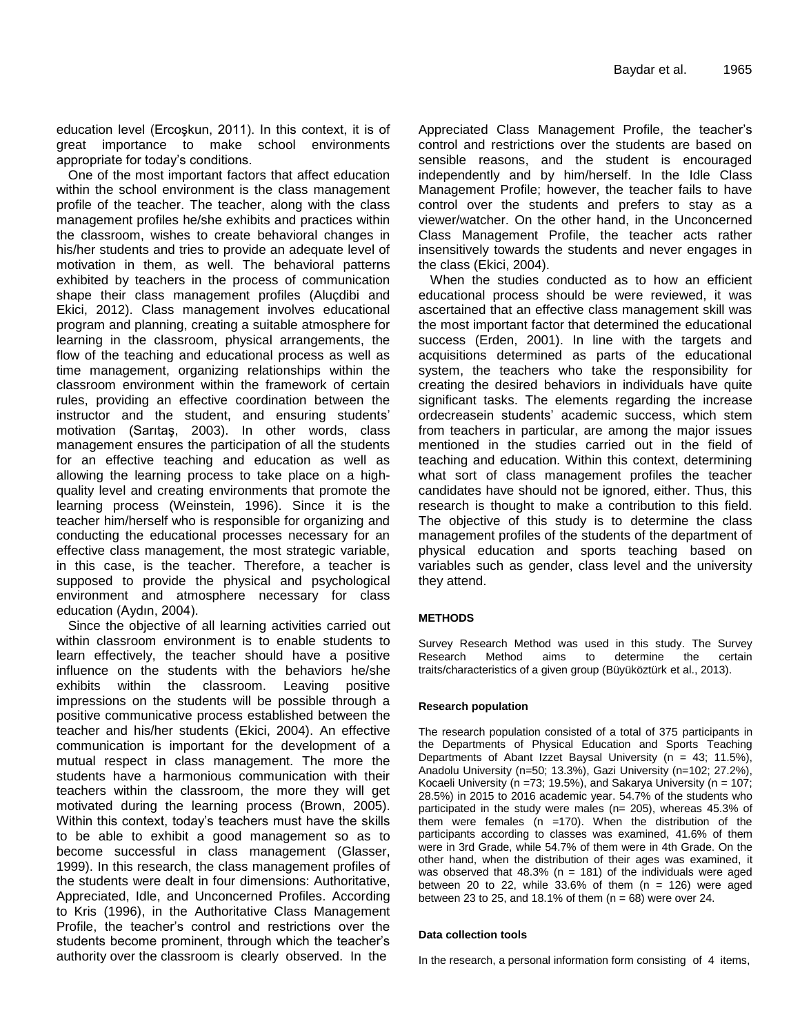education level (Ercoşkun, 2011). In this context, it is of great importance to make school environments appropriate for today's conditions.

One of the most important factors that affect education within the school environment is the class management profile of the teacher. The teacher, along with the class management profiles he/she exhibits and practices within the classroom, wishes to create behavioral changes in his/her students and tries to provide an adequate level of motivation in them, as well. The behavioral patterns exhibited by teachers in the process of communication shape their class management profiles (Aluçdibi and Ekici, 2012). Class management involves educational program and planning, creating a suitable atmosphere for learning in the classroom, physical arrangements, the flow of the teaching and educational process as well as time management, organizing relationships within the classroom environment within the framework of certain rules, providing an effective coordination between the instructor and the student, and ensuring students' motivation (Sarıtaş, 2003). In other words, class management ensures the participation of all the students for an effective teaching and education as well as allowing the learning process to take place on a high-quality level and creating environments that promote the learning process (Weinstein, 1996). Since it is the teacher him/herself who is responsible for organizing and conducting the educational processes necessary for an effective class management, the most strategic variable, in this case, is the teacher. Therefore, a teacher is supposed to provide the physical and psychological environment and atmosphere necessary for class education (Aydın, 2004).

Since the objective of all learning activities carried out within classroom environment is to enable students to learn effectively, the teacher should have a positive influence on the students with the behaviors he/she exhibits within the classroom. Leaving positive impressions on the students will be possible through a positive communicative process established between the teacher and his/her students (Ekici, 2004). An effective communication is important for the development of a mutual respect in class management. The more the students have a harmonious communication with their teachers within the classroom, the more they will get motivated during the learning process (Brown, 2005). Within this context, today's teachers must have the skills to be able to exhibit a good management so as to become successful in class management (Glasser, 1999). In this research, the class management profiles of the students were dealt in four dimensions: Authoritative, Appreciated, Idle, and Unconcerned Profiles. According to Kris (1996), in the Authoritative Class Management Profile, the teacher's control and restrictions over the students become prominent, through which the teacher's authority over the classroom is clearly observed. In the Appreciated Class Management Profile, the teacher's control and restrictions over the students are based on sensible reasons, and the student is encouraged independently and by him/herself. In the Idle Class Management Profile; however, the teacher fails to have control over the students and prefers to stay as a viewer/watcher. On the other hand, in the Unconcerned Class Management Profile, the teacher acts rather insensitively towards the students and never engages in the class (Ekici, 2004).

When the studies conducted as to how an efficient educational process should be were reviewed, it was ascertained that an effective class management skill was the most important factor that determined the educational success (Erden, 2001). In line with the targets and acquisitions determined as parts of the educational system, the teachers who take the responsibility for creating the desired behaviors in individuals have quite significant tasks. The elements regarding the increase ordecreasein students' academic success, which stem from teachers in particular, are among the major issues mentioned in the studies carried out in the field of teaching and education. Within this context, determining what sort of class management profiles the teacher candidates have should not be ignored, either. Thus, this research is thought to make a contribution to this field. The objective of this study is to determine the class management profiles of the students of the department of physical education and sports teaching based on variables such as gender, class level and the university they attend.

## METHODS

Survey Research Method was used in this study. The Survey Research Method aims to determine the certain traits/characteristics of a given group (Büyüköztürk et al., 2013).

### Research population

The research population consisted of a total of 375 participants in the Departments of Physical Education and Sports Teaching Departments of Abant Izzet Baysal University (n = 43; 11.5%), Anadolu University (n=50; 13.3%), Gazi University (n=102; 27.2%), Kocaeli University (n =73; 19.5%), and Sakarya University (n = 107; 28.5%) in 2015 to 2016 academic year. 54.7% of the students who participated in the study were males (n= 205), whereas 45.3% of them were females (n =170). When the distribution of the participants according to classes was examined, 41.6% of them were in 3rd Grade, while 54.7% of them were in 4th Grade. On the other hand, when the distribution of their ages was examined, it was observed that 48.3% (n = 181) of the individuals were aged between 20 to 22, while 33.6% of them (n = 126) were aged between 23 to 25, and 18.1% of them (n = 68) were over 24.

### Data collection tools

In the research, a personal information form consisting of 4 items,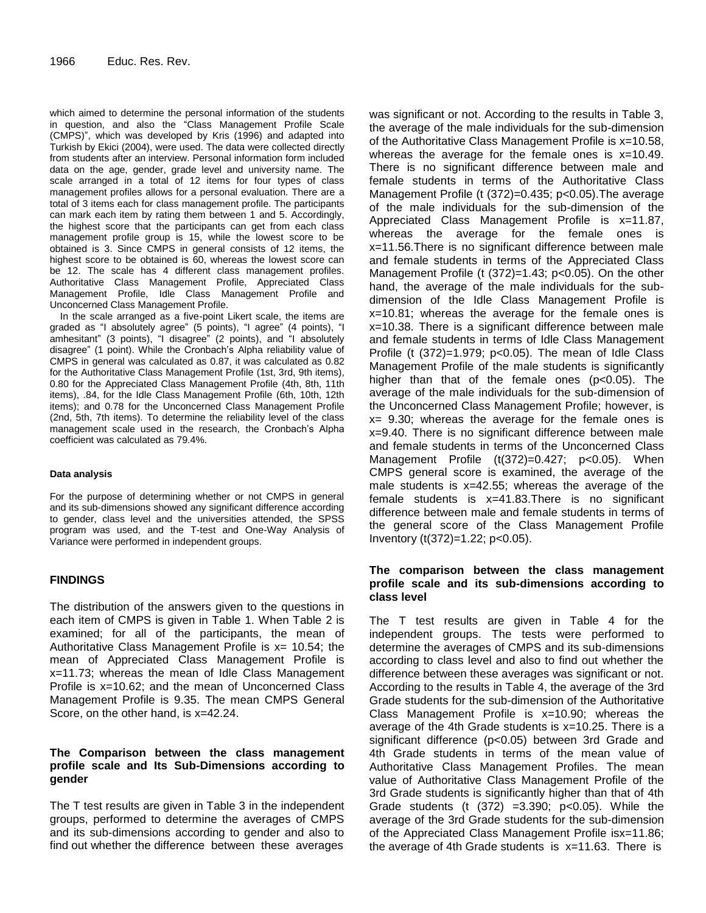which aimed to determine the personal information of the students in question, and also the "Class Management Profile Scale (CMPS)", which was developed by Kris (1996) and adapted into Turkish by Ekici (2004), were used. The data were collected directly from students after an interview. Personal information form included data on the age, gender, grade level and university name. The scale arranged in a total of 12 items for four types of class management profiles allows for a personal evaluation. There are a total of 3 items each for class management profile. The participants can mark each item by rating them between 1 and 5. Accordingly, the highest score that the participants can get from each class management profile group is 15, while the lowest score to be obtained is 3. Since CMPS in general consists of 12 items, the highest score to be obtained is 60, whereas the lowest score can be 12. The scale has 4 different class management profiles. Authoritative Class Management Profile, Appreciated Class Management Profile, Idle Class Management Profile and Unconcerned Class Management Profile.

In the scale arranged as a five-point Likert scale, the items are graded as "I absolutely agree" (5 points), "I agree" (4 points), "I amhesitant" (3 points), "I disagree" (2 points), and "I absolutely disagree" (1 point). While the Cronbach's Alpha reliability value of CMPS in general was calculated as 0.87, it was calculated as 0.82 for the Authoritative Class Management Profile (1st, 3rd, 9th items), 0.80 for the Appreciated Class Management Profile (4th, 8th, 11th items), .84, for the Idle Class Management Profile (6th, 10th, 12th items); and 0.78 for the Unconcerned Class Management Profile (2nd, 5th, 7th items). To determine the reliability level of the class management scale used in the research, the Cronbach's Alpha coefficient was calculated as 79.4%.

#### Data analysis

For the purpose of determining whether or not CMPS in general and its sub-dimensions showed any significant difference according to gender, class level and the universities attended, the SPSS program was used, and the T-test and One-Way Analysis of Variance were performed in independent groups.

## FINDINGS

The distribution of the answers given to the questions in each item of CMPS is given in Table 1. When Table 2 is examined; for all of the participants, the mean of Authoritative Class Management Profile is x= 10.54; the mean of Appreciated Class Management Profile is x=11.73; whereas the mean of Idle Class Management Profile is x=10.62; and the mean of Unconcerned Class Management Profile is 9.35. The mean CMPS General Score, on the other hand, is x=42.24.

### The Comparison between the class management profile scale and Its Sub-Dimensions according to gender

The T test results are given in Table 3 in the independent groups, performed to determine the averages of CMPS and its sub-dimensions according to gender and also to find out whether the difference between these averages was significant or not. According to the results in Table 3, the average of the male individuals for the sub-dimension of the Authoritative Class Management Profile is x=10.58, whereas the average for the female ones is x=10.49. There is no significant difference between male and female students in terms of the Authoritative Class Management Profile (t (372)=0.435; p<0.05).The average of the male individuals for the sub-dimension of the Appreciated Class Management Profile is x=11.87, whereas the average for the female ones is x=11.56.There is no significant difference between male and female students in terms of the Appreciated Class Management Profile (t (372)=1.43; p<0.05). On the other hand, the average of the male individuals for the sub-dimension of the Idle Class Management Profile is x=10.81; whereas the average for the female ones is x=10.38. There is a significant difference between male and female students in terms of Idle Class Management Profile (t (372)=1.979; p<0.05). The mean of Idle Class Management Profile of the male students is significantly higher than that of the female ones (p<0.05). The average of the male individuals for the sub-dimension of the Unconcerned Class Management Profile; however, is x= 9.30; whereas the average for the female ones is x=9.40. There is no significant difference between male and female students in terms of the Unconcerned Class Management Profile (t(372)=0.427; p<0.05). When CMPS general score is examined, the average of the male students is x=42.55; whereas the average of the female students is x=41.83.There is no significant difference between male and female students in terms of the general score of the Class Management Profile Inventory (t(372)=1.22; p<0.05).

### The comparison between the class management profile scale and its sub-dimensions according to class level

The T test results are given in Table 4 for the independent groups. The tests were performed to determine the averages of CMPS and its sub-dimensions according to class level and also to find out whether the difference between these averages was significant or not. According to the results in Table 4, the average of the 3rd Grade students for the sub-dimension of the Authoritative Class Management Profile is x=10.90; whereas the average of the 4th Grade students is x=10.25. There is a significant difference (p<0.05) between 3rd Grade and 4th Grade students in terms of the mean value of Authoritative Class Management Profiles. The mean value of Authoritative Class Management Profile of the 3rd Grade students is significantly higher than that of 4th Grade students (t (372) =3.390; p<0.05). While the average of the 3rd Grade students for the sub-dimension of the Appreciated Class Management Profile isx=11.86; the average of 4th Grade students is x=11.63. There is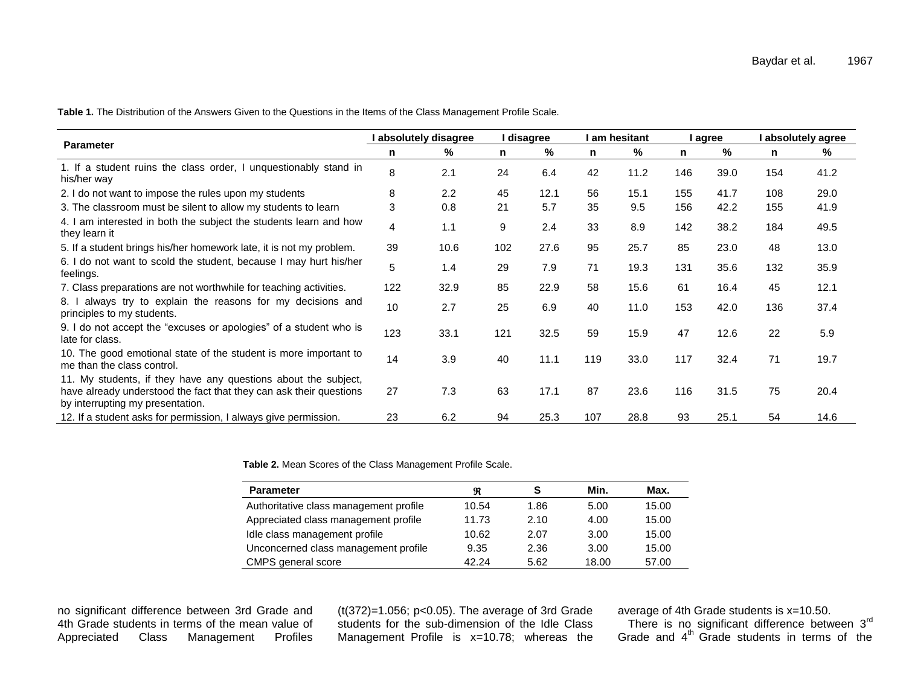**Table 1.** The Distribution of the Answers Given to the Questions in the Items of the Class Management Profile Scale.

| Parameter | I absolutely disagree | | I disagree | | I am hesitant | | I agree | | I absolutely agree | |
|---|---|---|---|---|---|---|---|---|---|---|
| | n | % | n | % | n | % | n | % | n | % |
| 1. If a student ruins the class order, I unquestionably stand in his/her way | 8 | 2.1 | 24 | 6.4 | 42 | 11.2 | 146 | 39.0 | 154 | 41.2 |
| 2. I do not want to impose the rules upon my students | 8 | 2.2 | 45 | 12.1 | 56 | 15.1 | 155 | 41.7 | 108 | 29.0 |
| 3. The classroom must be silent to allow my students to learn | 3 | 0.8 | 21 | 5.7 | 35 | 9.5 | 156 | 42.2 | 155 | 41.9 |
| 4. I am interested in both the subject the students learn and how they learn it | 4 | 1.1 | 9 | 2.4 | 33 | 8.9 | 142 | 38.2 | 184 | 49.5 |
| 5. If a student brings his/her homework late, it is not my problem. | 39 | 10.6 | 102 | 27.6 | 95 | 25.7 | 85 | 23.0 | 48 | 13.0 |
| 6. I do not want to scold the student, because I may hurt his/her feelings. | 5 | 1.4 | 29 | 7.9 | 71 | 19.3 | 131 | 35.6 | 132 | 35.9 |
| 7. Class preparations are not worthwhile for teaching activities. | 122 | 32.9 | 85 | 22.9 | 58 | 15.6 | 61 | 16.4 | 45 | 12.1 |
| 8. I always try to explain the reasons for my decisions and principles to my students. | 10 | 2.7 | 25 | 6.9 | 40 | 11.0 | 153 | 42.0 | 136 | 37.4 |
| 9. I do not accept the "excuses or apologies" of a student who is late for class. | 123 | 33.1 | 121 | 32.5 | 59 | 15.9 | 47 | 12.6 | 22 | 5.9 |
| 10. The good emotional state of the student is more important to me than the class control. | 14 | 3.9 | 40 | 11.1 | 119 | 33.0 | 117 | 32.4 | 71 | 19.7 |
| 11. My students, if they have any questions about the subject, have already understood the fact that they can ask their questions by interrupting my presentation. | 27 | 7.3 | 63 | 17.1 | 87 | 23.6 | 116 | 31.5 | 75 | 20.4 |
| 12. If a student asks for permission, I always give permission. | 23 | 6.2 | 94 | 25.3 | 107 | 28.8 | 93 | 25.1 | 54 | 14.6 |

**Table 2.** Mean Scores of the Class Management Profile Scale.

| Parameter | $\bar{x}$ | S | Min. | Max. |
|---|---|---|---|---|
| Authoritative class management profile | 10.54 | 1.86 | 5.00 | 15.00 |
| Appreciated class management profile | 11.73 | 2.10 | 4.00 | 15.00 |
| Idle class management profile | 10.62 | 2.07 | 3.00 | 15.00 |
| Unconcerned class management profile | 9.35 | 2.36 | 3.00 | 15.00 |
| CMPS general score | 42.24 | 5.62 | 18.00 | 57.00 |

no significant difference between 3rd Grade and 4th Grade students in terms of the mean value of Appreciated Class Management Profiles ($t(372)=1.056$; $p<0.05$). The average of 3rd Grade students for the sub-dimension of the Idle Class Management Profile is x=10.78; whereas the average of 4th Grade students is x=10.50.

There is no significant difference between 3rd Grade and 4th Grade students in terms of the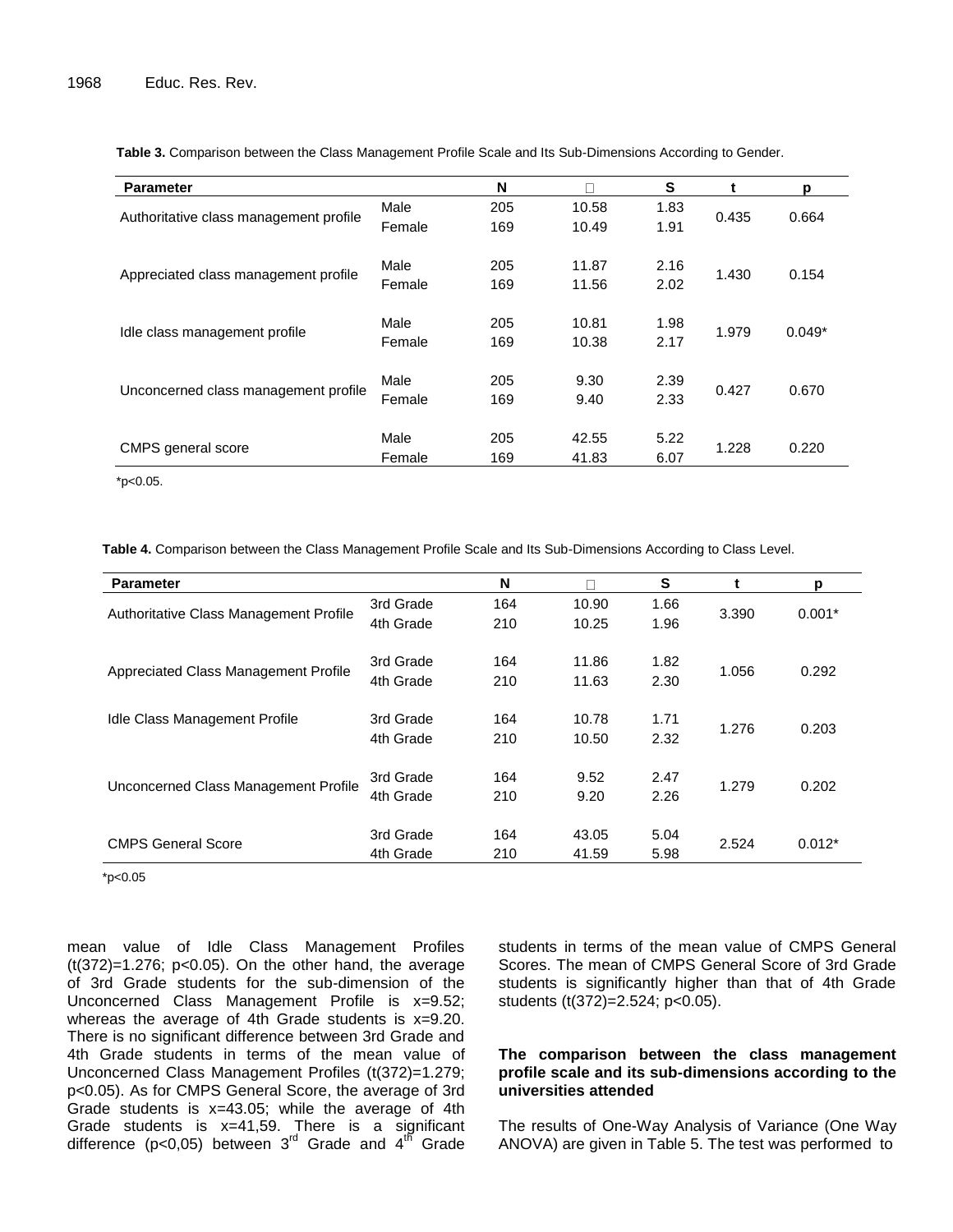**Table 3.** Comparison between the Class Management Profile Scale and Its Sub-Dimensions According to Gender.

| Parameter | | N | $\bar{x}$ | S | t | p |
|---|---|---|---|---|---|---|
| Authoritative class management profile | Male | 205 | 10.58 | 1.83 | 0.435 | 0.664 |
| | Female | 169 | 10.49 | 1.91 | | |
| Appreciated class management profile | Male | 205 | 11.87 | 2.16 | 1.430 | 0.154 |
| | Female | 169 | 11.56 | 2.02 | | |
| Idle class management profile | Male | 205 | 10.81 | 1.98 | 1.979 | 0.049* |
| | Female | 169 | 10.38 | 2.17 | | |
| Unconcerned class management profile | Male | 205 | 9.30 | 2.39 | 0.427 | 0.670 |
| | Female | 169 | 9.40 | 2.33 | | |
| CMPS general score | Male | 205 | 42.55 | 5.22 | 1.228 | 0.220 |
| | Female | 169 | 41.83 | 6.07 | | |

*p<0.05.

**Table 4.** Comparison between the Class Management Profile Scale and Its Sub-Dimensions According to Class Level.

| Parameter | | N | $\bar{x}$ | S | t | p |
|---|---|---|---|---|---|---|
| Authoritative Class Management Profile | 3rd Grade | 164 | 10.90 | 1.66 | 3.390 | 0.001* |
| | 4th Grade | 210 | 10.25 | 1.96 | | |
| Appreciated Class Management Profile | 3rd Grade | 164 | 11.86 | 1.82 | 1.056 | 0.292 |
| | 4th Grade | 210 | 11.63 | 2.30 | | |
| Idle Class Management Profile | 3rd Grade | 164 | 10.78 | 1.71 | 1.276 | 0.203 |
| | 4th Grade | 210 | 10.50 | 2.32 | | |
| Unconcerned Class Management Profile | 3rd Grade | 164 | 9.52 | 2.47 | 1.279 | 0.202 |
| | 4th Grade | 210 | 9.20 | 2.26 | | |
| CMPS General Score | 3rd Grade | 164 | 43.05 | 5.04 | 2.524 | 0.012* |
| | 4th Grade | 210 | 41.59 | 5.98 | | |

*p<0.05

mean value of Idle Class Management Profiles ($t(372)=1.276$; $p<0.05$). On the other hand, the average of 3rd Grade students for the sub-dimension of the Unconcerned Class Management Profile is $x=9.52$; whereas the average of 4th Grade students is $x=9.20$. There is no significant difference between 3rd Grade and 4th Grade students in terms of the mean value of Unconcerned Class Management Profiles ($t(372)=1.279$; $p<0.05$). As for CMPS General Score, the average of 3rd Grade students is $x=43.05$; while the average of 4th Grade students is $x=41,59$. There is a significant difference ($p<0,05$) between 3rd Grade and 4th Grade students in terms of the mean value of CMPS General Scores. The mean of CMPS General Score of 3rd Grade students is significantly higher than that of 4th Grade students ($t(372)=2.524$; $p<0.05$).

### The comparison between the class management profile scale and its sub-dimensions according to the universities attended

The results of One-Way Analysis of Variance (One Way ANOVA) are given in Table 5. The test was performed to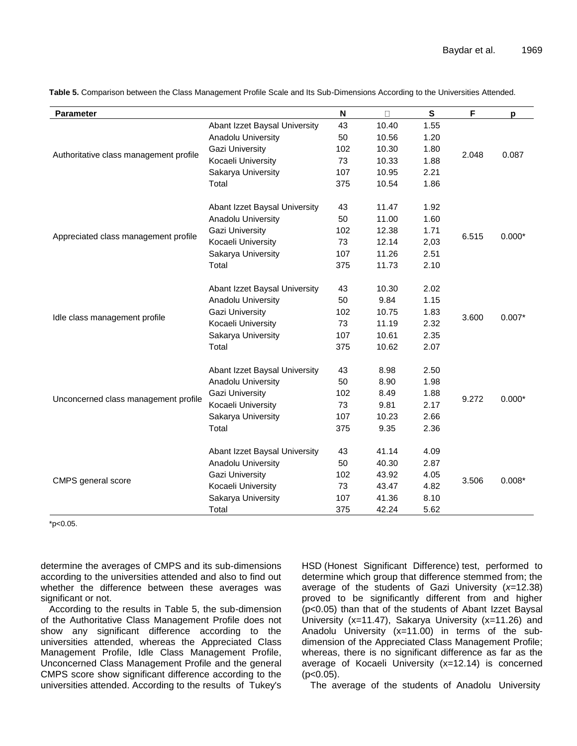**Table 5.** Comparison between the Class Management Profile Scale and Its Sub-Dimensions According to the Universities Attended.

| Parameter | | N | x̄ | S | F | p |
|---|---|---|---|---|---|---|
| Authoritative class management profile | Abant Izzet Baysal University | 43 | 10.40 | 1.55 | 2.048 | 0.087 |
| | Anadolu University | 50 | 10.56 | 1.20 | | |
| | Gazi University | 102 | 10.30 | 1.80 | | |
| | Kocaeli University | 73 | 10.33 | 1.88 | | |
| | Sakarya University | 107 | 10.95 | 2.21 | | |
| | Total | 375 | 10.54 | 1.86 | | |
| Appreciated class management profile | Abant Izzet Baysal University | 43 | 11.47 | 1.92 | 6.515 | 0.000* |
| | Anadolu University | 50 | 11.00 | 1.60 | | |
| | Gazi University | 102 | 12.38 | 1.71 | | |
| | Kocaeli University | 73 | 12.14 | 2,03 | | |
| | Sakarya University | 107 | 11.26 | 2.51 | | |
| | Total | 375 | 11.73 | 2.10 | | |
| Idle class management profile | Abant Izzet Baysal University | 43 | 10.30 | 2.02 | 3.600 | 0.007* |
| | Anadolu University | 50 | 9.84 | 1.15 | | |
| | Gazi University | 102 | 10.75 | 1.83 | | |
| | Kocaeli University | 73 | 11.19 | 2.32 | | |
| | Sakarya University | 107 | 10.61 | 2.35 | | |
| | Total | 375 | 10.62 | 2.07 | | |
| Unconcerned class management profile | Abant Izzet Baysal University | 43 | 8.98 | 2.50 | 9.272 | 0.000* |
| | Anadolu University | 50 | 8.90 | 1.98 | | |
| | Gazi University | 102 | 8.49 | 1.88 | | |
| | Kocaeli University | 73 | 9.81 | 2.17 | | |
| | Sakarya University | 107 | 10.23 | 2.66 | | |
| | Total | 375 | 9.35 | 2.36 | | |
| CMPS general score | Abant Izzet Baysal University | 43 | 41.14 | 4.09 | 3.506 | 0.008* |
| | Anadolu University | 50 | 40.30 | 2.87 | | |
| | Gazi University | 102 | 43.92 | 4.05 | | |
| | Kocaeli University | 73 | 43.47 | 4.82 | | |
| | Sakarya University | 107 | 41.36 | 8.10 | | |
| | Total | 375 | 42.24 | 5.62 | | |

*p<0.05.

determine the averages of CMPS and its sub-dimensions according to the universities attended and also to find out whether the difference between these averages was significant or not.

According to the results in Table 5, the sub-dimension of the Authoritative Class Management Profile does not show any significant difference according to the universities attended, whereas the Appreciated Class Management Profile, Idle Class Management Profile, Unconcerned Class Management Profile and the general CMPS score show significant difference according to the universities attended. According to the results of Tukey's HSD (Honest Significant Difference) test, performed to determine which group that difference stemmed from; the average of the students of Gazi University ($x$=12.38) proved to be significantly different from and higher ($p<0.05$) than that of the students of Abant Izzet Baysal University (x=11.47), Sakarya University (x=11.26) and Anadolu University (x=11.00) in terms of the sub-dimension of the Appreciated Class Management Profile; whereas, there is no significant difference as far as the average of Kocaeli University (x=12.14) is concerned ($p<0.05$).

The average of the students of Anadolu University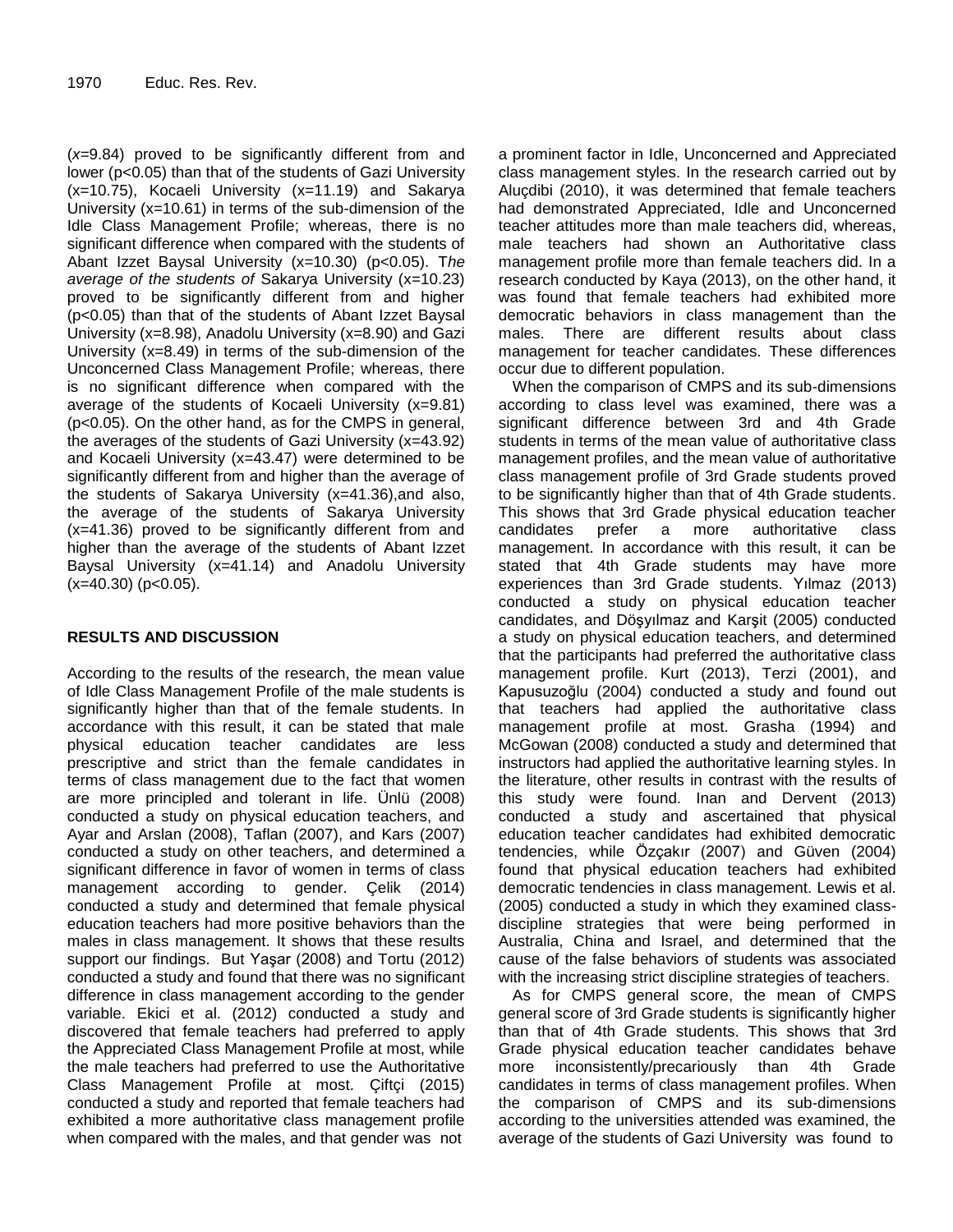($x$=9.84) proved to be significantly different from and lower ($p$<0.05) than that of the students of Gazi University ($x$=10.75), Kocaeli University ($x$=11.19) and Sakarya University ($x$=10.61) in terms of the sub-dimension of the Idle Class Management Profile; whereas, there is no significant difference when compared with the students of Abant Izzet Baysal University ($x$=10.30) ($p$<0.05). T*he average of the students of* Sakarya University ($x$=10.23) proved to be significantly different from and higher ($p$<0.05) than that of the students of Abant Izzet Baysal University ($x$=8.98), Anadolu University ($x$=8.90) and Gazi University ($x$=8.49) in terms of the sub-dimension of the Unconcerned Class Management Profile; whereas, there is no significant difference when compared with the average of the students of Kocaeli University ($x$=9.81) ($p$<0.05). On the other hand, as for the CMPS in general, the averages of the students of Gazi University ($x$=43.92) and Kocaeli University ($x$=43.47) were determined to be significantly different from and higher than the average of the students of Sakarya University ($x$=41.36),and also, the average of the students of Sakarya University ($x$=41.36) proved to be significantly different from and higher than the average of the students of Abant Izzet Baysal University ($x$=41.14) and Anadolu University ($x$=40.30) ($p$<0.05).

## RESULTS AND DISCUSSION

According to the results of the research, the mean value of Idle Class Management Profile of the male students is significantly higher than that of the female students. In accordance with this result, it can be stated that male physical education teacher candidates are less prescriptive and strict than the female candidates in terms of class management due to the fact that women are more principled and tolerant in life. Ünlü (2008) conducted a study on physical education teachers, and Ayar and Arslan (2008), Taflan (2007), and Kars (2007) conducted a study on other teachers, and determined a significant difference in favor of women in terms of class management according to gender. Çelik (2014) conducted a study and determined that female physical education teachers had more positive behaviors than the males in class management. It shows that these results support our findings. But Yaşar (2008) and Tortu (2012) conducted a study and found that there was no significant difference in class management according to the gender variable. Ekici et al. (2012) conducted a study and discovered that female teachers had preferred to apply the Appreciated Class Management Profile at most, while the male teachers had preferred to use the Authoritative Class Management Profile at most. Çiftçi (2015) conducted a study and reported that female teachers had exhibited a more authoritative class management profile when compared with the males, and that gender was not a prominent factor in Idle, Unconcerned and Appreciated class management styles. In the research carried out by Aluçdibi (2010), it was determined that female teachers had demonstrated Appreciated, Idle and Unconcerned teacher attitudes more than male teachers did, whereas, male teachers had shown an Authoritative class management profile more than female teachers did. In a research conducted by Kaya (2013), on the other hand, it was found that female teachers had exhibited more democratic behaviors in class management than the males. There are different results about class management for teacher candidates. These differences occur due to different population.

When the comparison of CMPS and its sub-dimensions according to class level was examined, there was a significant difference between 3rd and 4th Grade students in terms of the mean value of authoritative class management profiles, and the mean value of authoritative class management profile of 3rd Grade students proved to be significantly higher than that of 4th Grade students. This shows that 3rd Grade physical education teacher candidates prefer a more authoritative class management. In accordance with this result, it can be stated that 4th Grade students may have more experiences than 3rd Grade students. Yılmaz (2013) conducted a study on physical education teacher candidates, and Döşyılmaz and Karşit (2005) conducted a study on physical education teachers, and determined that the participants had preferred the authoritative class management profile. Kurt (2013), Terzi (2001), and Kapusuzoğlu (2004) conducted a study and found out that teachers had applied the authoritative class management profile at most. Grasha (1994) and McGowan (2008) conducted a study and determined that instructors had applied the authoritative learning styles. In the literature, other results in contrast with the results of this study were found. Inan and Dervent (2013) conducted a study and ascertained that physical education teacher candidates had exhibited democratic tendencies, while Özçakır (2007) and Güven (2004) found that physical education teachers had exhibited democratic tendencies in class management. Lewis et al. (2005) conducted a study in which they examined class-discipline strategies that were being performed in Australia, China and Israel, and determined that the cause of the false behaviors of students was associated with the increasing strict discipline strategies of teachers.

As for CMPS general score, the mean of CMPS general score of 3rd Grade students is significantly higher than that of 4th Grade students. This shows that 3rd Grade physical education teacher candidates behave more inconsistently/precariously than 4th Grade candidates in terms of class management profiles. When the comparison of CMPS and its sub-dimensions according to the universities attended was examined, the average of the students of Gazi University was found to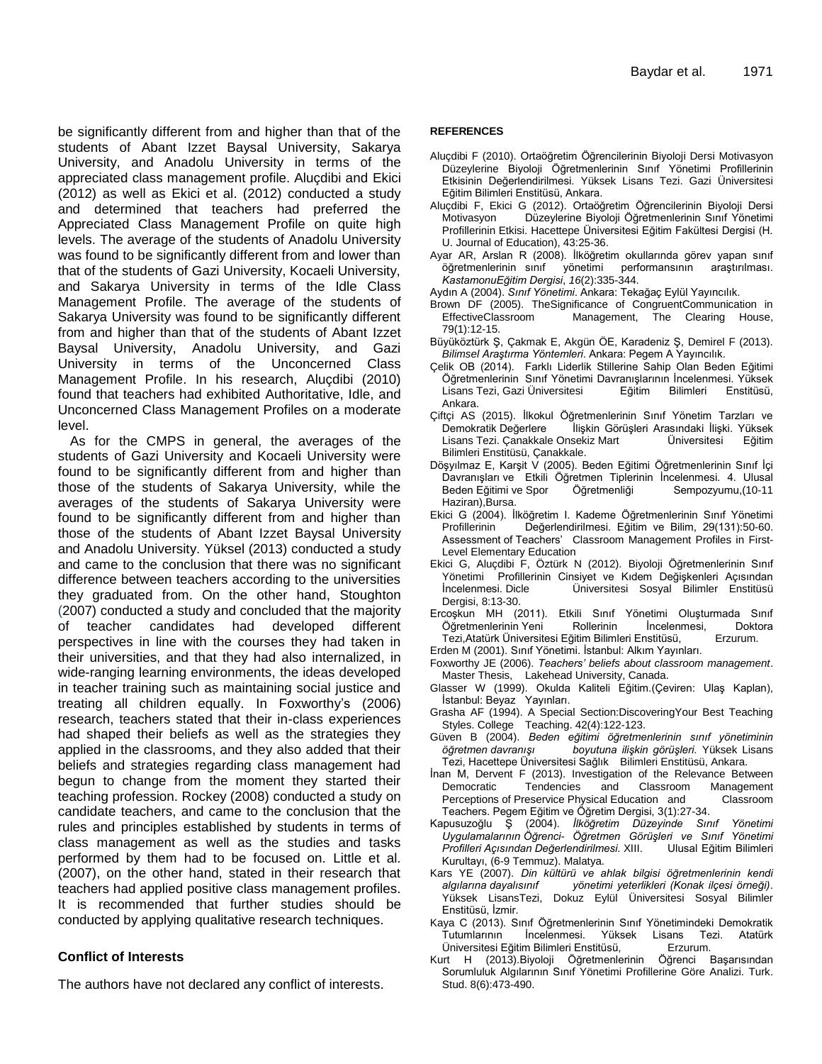be significantly different from and higher than that of the students of Abant Izzet Baysal University, Sakarya University, and Anadolu University in terms of the appreciated class management profile. Aluçdibi and Ekici (2012) as well as Ekici et al. (2012) conducted a study and determined that teachers had preferred the Appreciated Class Management Profile on quite high levels. The average of the students of Anadolu University was found to be significantly different from and lower than that of the students of Gazi University, Kocaeli University, and Sakarya University in terms of the Idle Class Management Profile. The average of the students of Sakarya University was found to be significantly different from and higher than that of the students of Abant Izzet Baysal University, Anadolu University, and Gazi University in terms of the Unconcerned Class Management Profile. In his research, Aluçdibi (2010) found that teachers had exhibited Authoritative, Idle, and Unconcerned Class Management Profiles on a moderate level.

As for the CMPS in general, the averages of the students of Gazi University and Kocaeli University were found to be significantly different from and higher than those of the students of Sakarya University, while the averages of the students of Sakarya University were found to be significantly different from and higher than those of the students of Abant Izzet Baysal University and Anadolu University. Yüksel (2013) conducted a study and came to the conclusion that there was no significant difference between teachers according to the universities they graduated from. On the other hand, Stoughton (2007) conducted a study and concluded that the majority of teacher candidates had developed different perspectives in line with the courses they had taken in their universities, and that they had also internalized, in wide-ranging learning environments, the ideas developed in teacher training such as maintaining social justice and treating all children equally. In Foxworthy's (2006) research, teachers stated that their in-class experiences had shaped their beliefs as well as the strategies they applied in the classrooms, and they also added that their beliefs and strategies regarding class management had begun to change from the moment they started their teaching profession. Rockey (2008) conducted a study on candidate teachers, and came to the conclusion that the rules and principles established by students in terms of class management as well as the studies and tasks performed by them had to be focused on. Little et al. (2007), on the other hand, stated in their research that teachers had applied positive class management profiles. It is recommended that further studies should be conducted by applying qualitative research techniques.

## Conflict of Interests

The authors have not declared any conflict of interests.

## REFERENCES

Aluçdibi F (2010). Ortaöğretim Öğrencilerinin Biyoloji Dersi Motivasyon Düzeylerine Biyoloji Öğretmenlerinin Sınıf Yönetimi Profillerinin Etkisinin Değerlendirilmesi. Yüksek Lisans Tezi. Gazi Üniversitesi Eğitim Bilimleri Enstitüsü, Ankara.

Aluçdibi F, Ekici G (2012). Ortaöğretim Öğrencilerinin Biyoloji Dersi Motivasyon Düzeylerine Biyoloji Öğretmenlerinin Sınıf Yönetimi Profillerinin Etkisi. Hacettepe Üniversitesi Eğitim Fakültesi Dergisi (H. U. Journal of Education), 43:25-36.

Ayar AR, Arslan R (2008). İlköğretim okullarında görev yapan sınıf öğretmenlerinin sınıf yönetimi performansının araştırılması. *KastamonuEğitim Dergisi*, *16*(2):335-344.

Aydın A (2004). *Sınıf Yönetimi*. Ankara: Tekağaç Eylül Yayıncılık.

Brown DF (2005). TheSignificance of CongruentCommunication in EffectiveClassroom Management, The Clearing House, 79(1):12-15.

Büyüköztürk Ş, Çakmak E, Akgün ÖE, Karadeniz Ş, Demirel F (2013). *Bilimsel Araştırma Yöntemleri*. Ankara: Pegem A Yayıncılık.

Çelik OB (2014). Farklı Liderlik Stillerine Sahip Olan Beden Eğitimi Öğretmenlerinin Sınıf Yönetimi Davranışlarının İncelenmesi. Yüksek Lisans Tezi, Gazi Üniversitesi Eğitim Bilimleri Enstitüsü, Ankara.

Çiftçi AS (2015). İlkokul Öğretmenlerinin Sınıf Yönetim Tarzları ve Demokratik Değerlere İlişkin Görüşleri Arasındaki İlişki. Yüksek Lisans Tezi. Çanakkale Onsekiz Mart Üniversitesi Eğitim Bilimleri Enstitüsü, Çanakkale.

Döşyılmaz E, Karşit V (2005). Beden Eğitimi Öğretmenlerinin Sınıf İçi Davranışları ve Etkili Öğretmen Tiplerinin İncelenmesi. 4. Ulusal Beden Eğitimi ve Spor Öğretmenliği Sempozyumu,(10-11 Haziran),Bursa.

Ekici G (2004). İlköğretim I. Kademe Öğretmenlerinin Sınıf Yönetimi Profillerinin Değerlendirilmesi. Eğitim ve Bilim, 29(131):50-60. Assessment of Teachers' Classroom Management Profiles in First-Level Elementary Education

Ekici G, Aluçdibi F, Öztürk N (2012). Biyoloji Öğretmenlerinin Sınıf Yönetimi Profillerinin Cinsiyet ve Kıdem Değişkenleri Açısından İncelenmesi. Dicle Üniversitesi Sosyal Bilimler Enstitüsü Dergisi, 8:13-30.

Ercoşkun MH (2011). Etkili Sınıf Yönetimi Oluşturmada Sınıf Öğretmenlerinin Yeni Rollerinin İncelenmesi, Doktora Tezi,Atatürk Üniversitesi Eğitim Bilimleri Enstitüsü, Erzurum.

Erden M (2001). Sınıf Yönetimi. İstanbul: Alkım Yayınları.

Foxworthy JE (2006). *Teachers' beliefs about classroom management*. Master Thesis, Lakehead University, Canada.

Glasser W (1999). Okulda Kaliteli Eğitim.(Çeviren: Ulaş Kaplan), İstanbul: Beyaz Yayınları.

Grasha AF (1994). A Special Section:DiscoveringYour Best Teaching Styles. College Teaching. 42(4):122-123.

Güven B (2004). *Beden eğitimi öğretmenlerinin sınıf yönetiminin öğretmen davranışı boyutuna ilişkin görüşleri.* Yüksek Lisans Tezi, Hacettepe Üniversitesi Sağlık Bilimleri Enstitüsü, Ankara.

İnan M, Dervent F (2013). Investigation of the Relevance Between Democratic Tendencies and Classroom Management Perceptions of Preservice Physical Education and Classroom Teachers. Pegem Eğitim ve Öğretim Dergisi, 3(1):27-34.

Kapusuzoğlu Ş (2004). *İlköğretim Düzeyinde Sınıf Yönetimi Uygulamalarının Öğrenci- Öğretmen Görüşleri ve Sınıf Yönetimi Profilleri Açısından Değerlendirilmesi.* XIII. Ulusal Eğitim Bilimleri Kurultayı, (6-9 Temmuz). Malatya.

Kars YE (2007). *Din kültürü ve ahlak bilgisi öğretmenlerinin kendi algılarına dayalısınıf yönetimi yeterlikleri (Konak ilçesi örneği)*. Yüksek LisansTezi, Dokuz Eylül Üniversitesi Sosyal Bilimler Enstitüsü, İzmir.

Kaya C (2013). Sınıf Öğretmenlerinin Sınıf Yönetimindeki Demokratik Tutumlarının İncelenmesi. Yüksek Lisans Tezi. Atatürk Üniversitesi Eğitim Bilimleri Enstitüsü, Erzurum.

Kurt H (2013).Biyoloji Öğretmenlerinin Öğrenci Başarısından Sorumluluk Algılarının Sınıf Yönetimi Profillerine Göre Analizi. Turk. Stud. 8(6):473-490.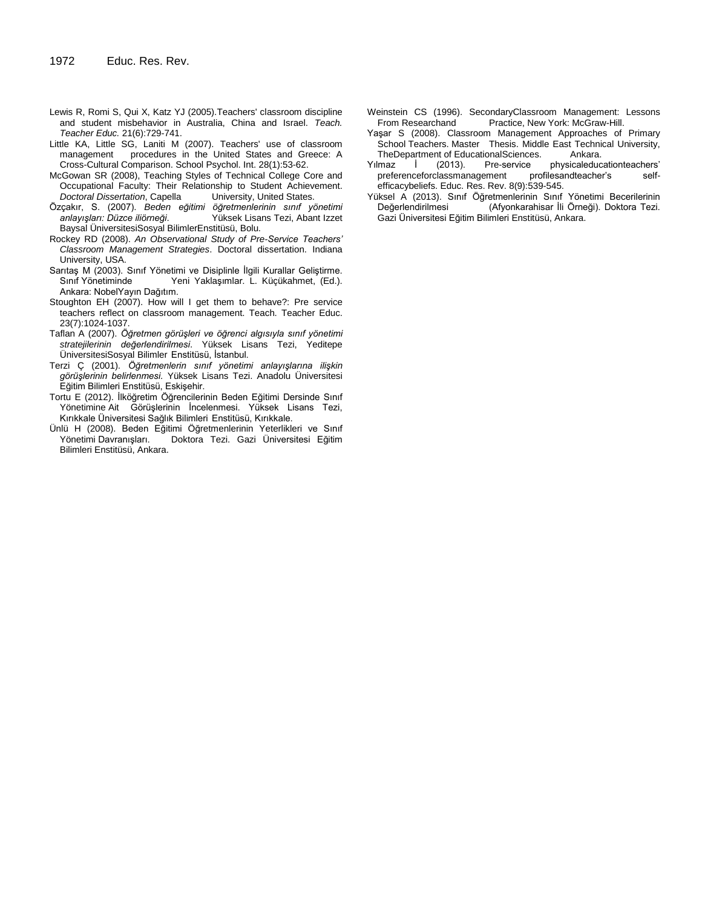Lewis R, Romi S, Qui X, Katz YJ (2005).Teachers' classroom discipline and student misbehavior in Australia, China and Israel. *Teach. Teacher Educ.* 21(6):729-741.

Little KA, Little SG, Laniti M (2007). Teachers' use of classroom management procedures in the United States and Greece: A Cross-Cultural Comparison. School Psychol. Int. 28(1):53-62.

McGowan SR (2008), Teaching Styles of Technical College Core and Occupational Faculty: Their Relationship to Student Achievement. *Doctoral Dissertation*, Capella University, United States.

Özçakır, S. (2007). *Beden eğitimi öğretmenlerinin sınıf yönetimi anlayışları: Düzce iliörneği*. Yüksek Lisans Tezi, Abant Izzet Baysal ÜniversitesiSosyal BilimlerEnstitüsü, Bolu.

Rockey RD (2008). *An Observational Study of Pre-Service Teachers' Classroom Management Strategies*. Doctoral dissertation. Indiana University, USA.

Sarıtaş M (2003). Sınıf Yönetimi ve Disiplinle İlgili Kurallar Geliştirme. Sınıf Yönetiminde Yeni Yaklaşımlar. L. Küçükahmet, (Ed.). Ankara: NobelYayın Dağıtım.

Stoughton EH (2007). How will I get them to behave?: Pre service teachers reflect on classroom management. Teach. Teacher Educ. 23(7):1024-1037.

Taflan A (2007). *Öğretmen görüşleri ve öğrenci algısıyla sınıf yönetimi stratejilerinin değerlendirilmesi*. Yüksek Lisans Tezi, Yeditepe ÜniversitesiSosyal Bilimler Enstitüsü, İstanbul.

Terzi Ç (2001). *Öğretmenlerin sınıf yönetimi anlayışlarına ilişkin görüşlerinin belirlenmesi*. Yüksek Lisans Tezi. Anadolu Üniversitesi Eğitim Bilimleri Enstitüsü, Eskişehir.

Tortu E (2012). İlköğretim Öğrencilerinin Beden Eğitimi Dersinde Sınıf Yönetimine Ait Görüşlerinin İncelenmesi. Yüksek Lisans Tezi, Kırıkkale Üniversitesi Sağlık Bilimleri Enstitüsü, Kırıkkale.

Ünlü H (2008). Beden Eğitimi Öğretmenlerinin Yeterlikleri ve Sınıf Yönetimi Davranışları. Doktora Tezi. Gazi Üniversitesi Eğitim Bilimleri Enstitüsü, Ankara.

Weinstein CS (1996). SecondaryClassroom Management: Lessons From Researchand Practice, New York: McGraw-Hill.

Yaşar S (2008). Classroom Management Approaches of Primary School Teachers. Master Thesis. Middle East Technical University, TheDepartment of EducationalSciences. Ankara.

Yılmaz İ (2013). Pre-service physicaleducationteachers' preferenceforclassmanagement profilesandteacher's self-efficacybeliefs. Educ. Res. Rev. 8(9):539-545.

Yüksel A (2013). Sınıf Öğretmenlerinin Sınıf Yönetimi Becerilerinin Değerlendirilmesi (Afyonkarahisar İli Örneği). Doktora Tezi. Gazi Üniversitesi Eğitim Bilimleri Enstitüsü, Ankara.